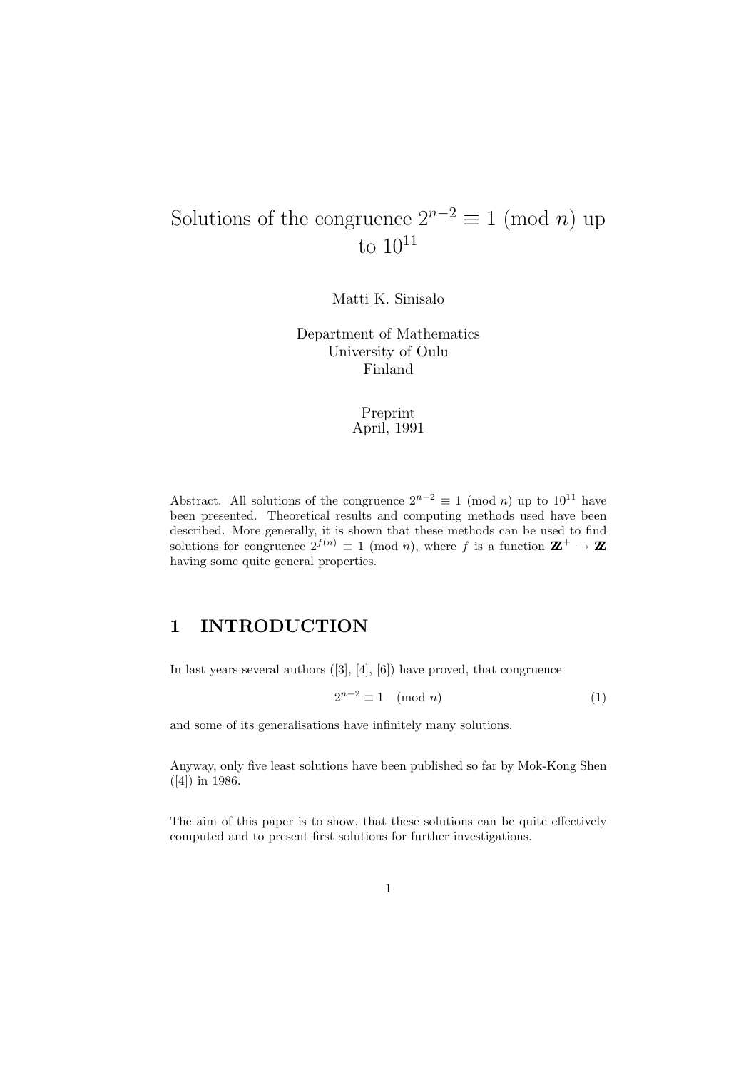# Solutions of the congruence $2^{n-2} \equiv 1 \pmod{n}$ up to $10^{11}$

Matti K. Sinisalo

Department of Mathematics
University of Oulu
Finland

Preprint
April, 1991

Abstract. All solutions of the congruence $2^{n-2} \equiv 1 \pmod{n}$ up to $10^{11}$ have been presented. Theoretical results and computing methods used have been described. More generally, it is shown that these methods can be used to find solutions for congruence $2^{f(n)} \equiv 1 \pmod{n}$, where $f$ is a function $\mathbb{Z}^+ \to \mathbb{Z}$ having some quite general properties.

## 1 INTRODUCTION

In last years several authors ([3], [4], [6]) have proved, that congruence

$$2^{n-2} \equiv 1 \pmod{n} \tag{1}$$

and some of its generalisations have infinitely many solutions.

Anyway, only five least solutions have been published so far by Mok-Kong Shen ([4]) in 1986.

The aim of this paper is to show, that these solutions can be quite effectively computed and to present first solutions for further investigations.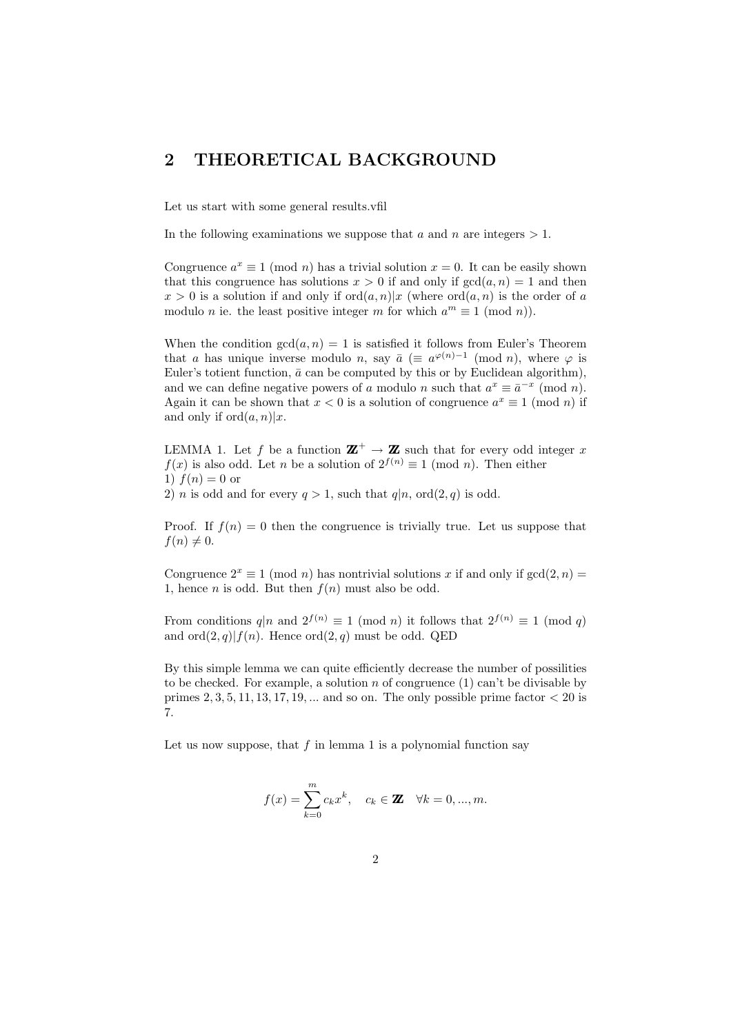## 2 THEORETICAL BACKGROUND

Let us start with some general results.vfil

In the following examinations we suppose that $a$ and $n$ are integers $> 1$.

Congruence $a^x \equiv 1 \pmod{n}$ has a trivial solution $x = 0$. It can be easily shown that this congruence has solutions $x > 0$ if and only if $\gcd(a, n) = 1$ and then $x > 0$ is a solution if and only if $\text{ord}(a, n) | x$ (where $\text{ord}(a, n)$ is the order of $a$ modulo $n$ ie. the least positive integer $m$ for which $a^m \equiv 1 \pmod{n}$).

When the condition $\gcd(a, n) = 1$ is satisfied it follows from Euler's Theorem that $a$ has unique inverse modulo $n$, say $\bar{a}$ ($\equiv a^{\varphi(n)-1} \pmod{n}$, where $\varphi$ is Euler's totient function, $\bar{a}$ can be computed by this or by Euclidean algorithm), and we can define negative powers of $a$ modulo $n$ such that $a^x \equiv \bar{a}^{-x} \pmod{n}$. Again it can be shown that $x < 0$ is a solution of congruence $a^x \equiv 1 \pmod{n}$ if and only if $\text{ord}(a, n) | x$.

LEMMA 1. Let $f$ be a function $\mathbb{Z}^+ \to \mathbb{Z}$ such that for every odd integer $x$ $f(x)$ is also odd. Let $n$ be a solution of $2^{f(n)} \equiv 1 \pmod{n}$. Then either
1) $f(n) = 0$ or
2) $n$ is odd and for every $q > 1$, such that $q|n$, $\text{ord}(2, q)$ is odd.

Proof. If $f(n) = 0$ then the congruence is trivially true. Let us suppose that $f(n) \neq 0$.

Congruence $2^x \equiv 1 \pmod{n}$ has nontrivial solutions $x$ if and only if $\gcd(2, n) = 1$, hence $n$ is odd. But then $f(n)$ must also be odd.

From conditions $q|n$ and $2^{f(n)} \equiv 1 \pmod{n}$ it follows that $2^{f(n)} \equiv 1 \pmod{q}$ and $\text{ord}(2, q)|f(n)$. Hence $\text{ord}(2, q)$ must be odd. QED

By this simple lemma we can quite efficiently decrease the number of possilities to be checked. For example, a solution $n$ of congruence (1) can't be divisable by primes $2, 3, 5, 11, 13, 17, 19, \ldots$ and so on. The only possible prime factor $< 20$ is 7.

Let us now suppose, that $f$ in lemma 1 is a polynomial function say

$$f(x) = \sum_{k=0}^{m} c_k x^k, \quad c_k \in \mathbb{Z} \quad \forall k = 0, \ldots, m.$$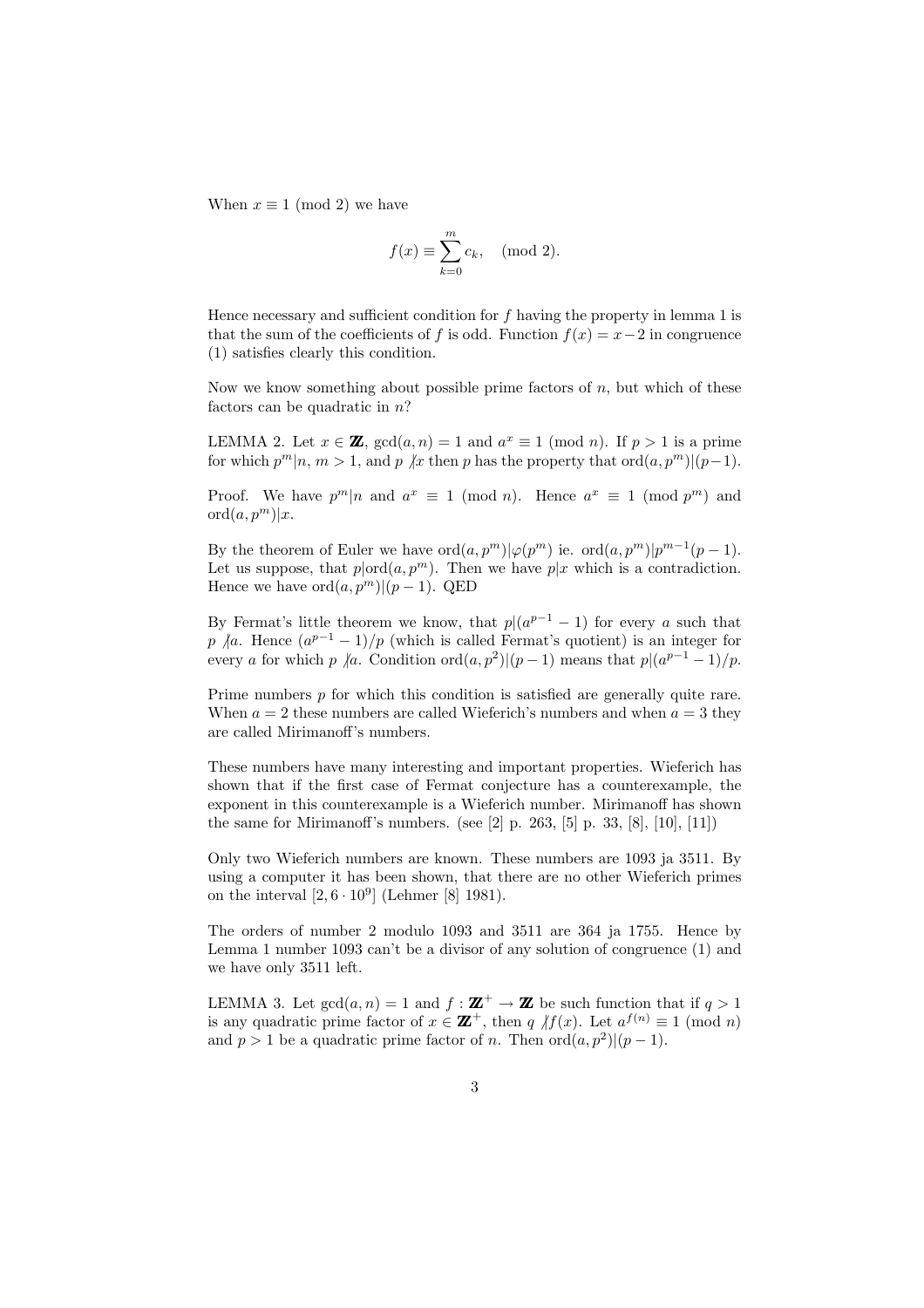When $x \equiv 1 \pmod 2$ we have

$$f(x) \equiv \sum_{k=0}^{m} c_k, \quad \pmod 2.$$

Hence necessary and sufficient condition for $f$ having the property in lemma 1 is that the sum of the coefficients of $f$ is odd. Function $f(x) = x - 2$ in congruence (1) satisfies clearly this condition.

Now we know something about possible prime factors of $n$, but which of these factors can be quadratic in $n$?

LEMMA 2. Let $x \in \mathbb{Z}$, $\gcd(a, n) = 1$ and $a^x \equiv 1 \pmod n$. If $p > 1$ is a prime for which $p^m | n$, $m > 1$, and $p \not| x$ then $p$ has the property that $\text{ord}(a, p^m) | (p-1)$.

Proof. We have $p^m | n$ and $a^x \equiv 1 \pmod n$. Hence $a^x \equiv 1 \pmod{p^m}$ and $\text{ord}(a, p^m) | x$.

By the theorem of Euler we have $\text{ord}(a, p^m) | \varphi(p^m)$ ie. $\text{ord}(a, p^m) | p^{m-1}(p-1)$. Let us suppose, that $p | \text{ord}(a, p^m)$. Then we have $p | x$ which is a contradiction. Hence we have $\text{ord}(a, p^m) | (p-1)$. QED

By Fermat's little theorem we know, that $p | (a^{p-1} - 1)$ for every $a$ such that $p \not| a$. Hence $(a^{p-1} - 1)/p$ (which is called Fermat's quotient) is an integer for every $a$ for which $p \not| a$. Condition $\text{ord}(a, p^2) | (p-1)$ means that $p | (a^{p-1} - 1)/p$.

Prime numbers $p$ for which this condition is satisfied are generally quite rare. When $a = 2$ these numbers are called Wieferich's numbers and when $a = 3$ they are called Mirimanoff's numbers.

These numbers have many interesting and important properties. Wieferich has shown that if the first case of Fermat conjecture has a counterexample, the exponent in this counterexample is a Wieferich number. Mirimanoff has shown the same for Mirimanoff's numbers. (see [2] p. 263, [5] p. 33, [8], [10], [11])

Only two Wieferich numbers are known. These numbers are 1093 ja 3511. By using a computer it has been shown, that there are no other Wieferich primes on the interval $[2, 6 \cdot 10^9]$ (Lehmer [8] 1981).

The orders of number 2 modulo 1093 and 3511 are 364 ja 1755. Hence by Lemma 1 number 1093 can't be a divisor of any solution of congruence (1) and we have only 3511 left.

LEMMA 3. Let $\gcd(a, n) = 1$ and $f : \mathbb{Z}^+ \to \mathbb{Z}$ be such function that if $q > 1$ is any quadratic prime factor of $x \in \mathbb{Z}^+$, then $q \not| f(x)$. Let $a^{f(n)} \equiv 1 \pmod n$ and $p > 1$ be a quadratic prime factor of $n$. Then $\text{ord}(a, p^2) | (p-1)$.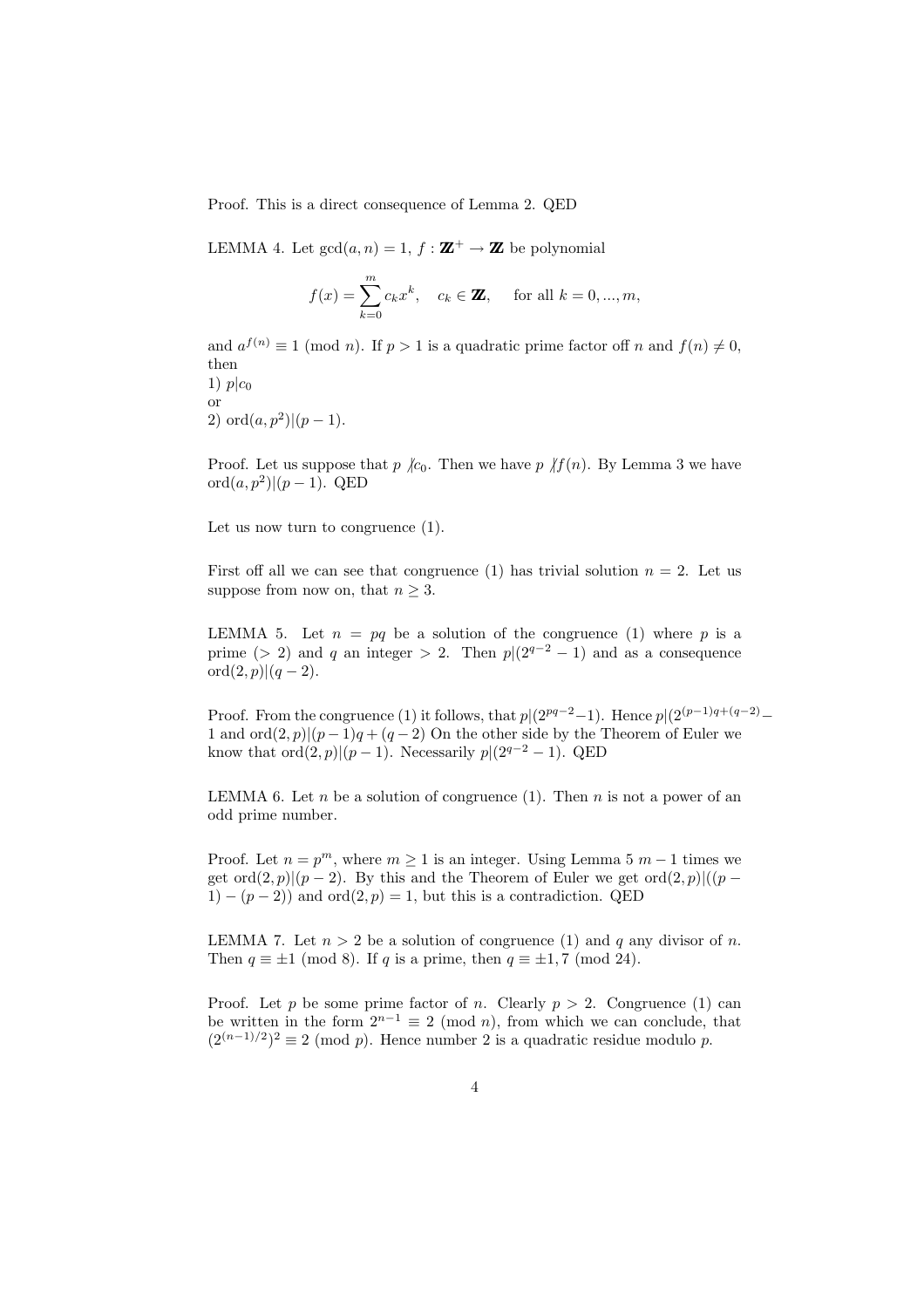Proof. This is a direct consequence of Lemma 2. QED

LEMMA 4. Let $\gcd(a, n) = 1$, $f : \mathbb{Z}^+ \to \mathbb{Z}$ be polynomial

$$f(x) = \sum_{k=0}^{m} c_k x^k, \quad c_k \in \mathbb{Z}, \quad \text{for all } k = 0, ..., m,$$

and $a^{f(n)} \equiv 1 \pmod{n}$. If $p > 1$ is a quadratic prime factor off $n$ and $f(n) \neq 0$, then
1) $p | c_0$
or
2) $\text{ord}(a, p^2) | (p - 1)$.

Proof. Let us suppose that $p \not| c_0$. Then we have $p \not| f(n)$. By Lemma 3 we have $\text{ord}(a, p^2) | (p - 1)$. QED

Let us now turn to congruence (1).

First off all we can see that congruence (1) has trivial solution $n = 2$. Let us suppose from now on, that $n \geq 3$.

LEMMA 5. Let $n = pq$ be a solution of the congruence (1) where $p$ is a prime ($> 2$) and $q$ an integer $> 2$. Then $p | (2^{q-2} - 1)$ and as a consequence $\text{ord}(2, p) | (q - 2)$.

Proof. From the congruence (1) it follows, that $p | (2^{pq-2} - 1)$. Hence $p | (2^{(p-1)q+(q-2)} - 1$ and $\text{ord}(2, p) | (p - 1)q + (q - 2)$ On the other side by the Theorem of Euler we know that $\text{ord}(2, p) | (p - 1)$. Necessarily $p | (2^{q-2} - 1)$. QED

LEMMA 6. Let $n$ be a solution of congruence (1). Then $n$ is not a power of an odd prime number.

Proof. Let $n = p^m$, where $m \geq 1$ is an integer. Using Lemma 5 $m - 1$ times we get $\text{ord}(2, p) | (p - 2)$. By this and the Theorem of Euler we get $\text{ord}(2, p) | ((p - 1) - (p - 2))$ and $\text{ord}(2, p) = 1$, but this is a contradiction. QED

LEMMA 7. Let $n > 2$ be a solution of congruence (1) and $q$ any divisor of $n$. Then $q \equiv \pm 1 \pmod{8}$. If $q$ is a prime, then $q \equiv \pm 1, 7 \pmod{24}$.

Proof. Let $p$ be some prime factor of $n$. Clearly $p > 2$. Congruence (1) can be written in the form $2^{n-1} \equiv 2 \pmod{n}$, from which we can conclude, that $(2^{(n-1)/2})^2 \equiv 2 \pmod{p}$. Hence number 2 is a quadratic residue modulo $p$.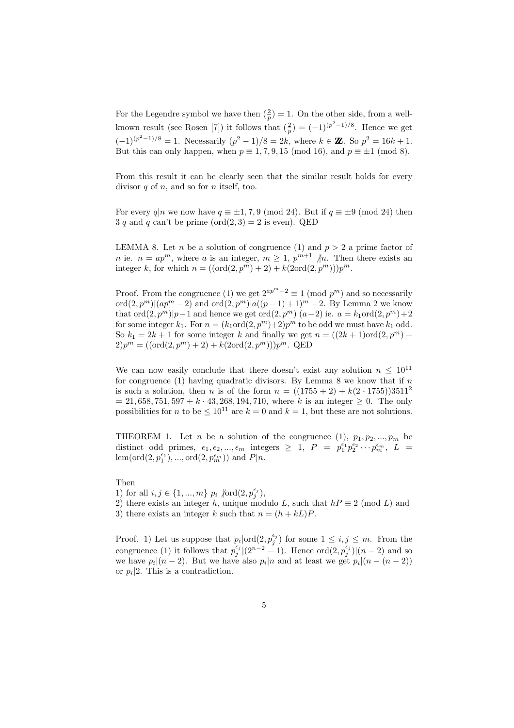For the Legendre symbol we have then $(\frac{2}{p}) = 1$. On the other side, from a well-known result (see Rosen [7]) it follows that $(\frac{2}{p}) = (-1)^{(p^2-1)/8}$. Hence we get $(-1)^{(p^2-1)/8} = 1$. Necessarily $(p^2-1)/8 = 2k$, where $k \in \mathbb{Z}$. So $p^2 = 16k+1$. But this can only happen, when $p \equiv 1, 7, 9, 15 \pmod{16}$, and $p \equiv \pm 1 \pmod 8$.

From this result it can be clearly seen that the similar result holds for every divisor $q$ of $n$, and so for $n$ itself, too.

For every $q|n$ we now have $q \equiv \pm 1, 7, 9 \pmod{24}$. But if $q \equiv \pm 9 \pmod{24}$ then $3|q$ and $q$ can't be prime ($\text{ord}(2,3) = 2$ is even). QED

LEMMA 8. Let $n$ be a solution of congruence (1) and $p > 2$ a prime factor of $n$ ie. $n = ap^m$, where $a$ is an integer, $m \geq 1$, $p^{m+1} \not| n$. Then there exists an integer $k$, for which $n = ((\text{ord}(2,p^m)+2) + k(2\text{ord}(2,p^m)))p^m$.

Proof. From the congruence (1) we get $2^{ap^m-2} \equiv 1 \pmod{p^m}$ and so necessarily $\text{ord}(2,p^m)|(ap^m-2)$ and $\text{ord}(2,p^m)|a((p-1)+1)^m-2$. By Lemma 2 we know that $\text{ord}(2,p^m)|p-1$ and hence we get $\text{ord}(2,p^m)|(a-2)$ ie. $a = k_1\text{ord}(2,p^m)+2$ for some integer $k_1$. For $n = (k_1\text{ord}(2,p^m)+2)p^m$ to be odd we must have $k_1$ odd. So $k_1 = 2k+1$ for some integer $k$ and finally we get $n = ((2k+1)\text{ord}(2,p^m)+2)p^m = ((\text{ord}(2,p^m)+2) + k(2\text{ord}(2,p^m)))p^m$. QED

We can now easily conclude that there doesn't exist any solution $n \leq 10^{11}$ for congruence (1) having quadratic divisors. By Lemma 8 we know that if $n$ is such a solution, then $n$ is of the form $n = ((1755+2) + k(2 \cdot 1755))3511^2$ $= 21,658,751,597 + k \cdot 43,268,194,710$, where $k$ is an integer $\geq 0$. The only possibilities for $n$ to be $\leq 10^{11}$ are $k=0$ and $k=1$, but these are not solutions.

THEOREM 1. Let $n$ be a solution of the congruence (1), $p_1, p_2, ..., p_m$ be distinct odd primes, $\epsilon_1, \epsilon_2, ..., \epsilon_m$ integers $\geq 1$, $P = p_1^{\epsilon_1}p_2^{\epsilon_2}\cdots p_m^{\epsilon_m}$, $L = \text{lcm}(\text{ord}(2,p_1^{\epsilon_1}), ..., \text{ord}(2,p_m^{\epsilon_m}))$ and $P|n$.

Then
1) for all $i,j \in \{1,...,m\}$ $p_i \not| \text{ord}(2,p_j^{\epsilon_j})$,
2) there exists an integer $h$, unique modulo $L$, such that $hP \equiv 2 \pmod L$ and
3) there exists an integer $k$ such that $n = (h+kL)P$.

Proof. 1) Let us suppose that $p_i|\text{ord}(2,p_j^{\epsilon_j})$ for some $1 \leq i,j \leq m$. From the congruence (1) it follows that $p_j^{\epsilon_j}|(2^{n-2}-1)$. Hence $\text{ord}(2,p_j^{\epsilon_j})|(n-2)$ and so we have $p_i|(n-2)$. But we have also $p_i|n$ and at least we get $p_i|(n-(n-2))$ or $p_i|2$. This is a contradiction.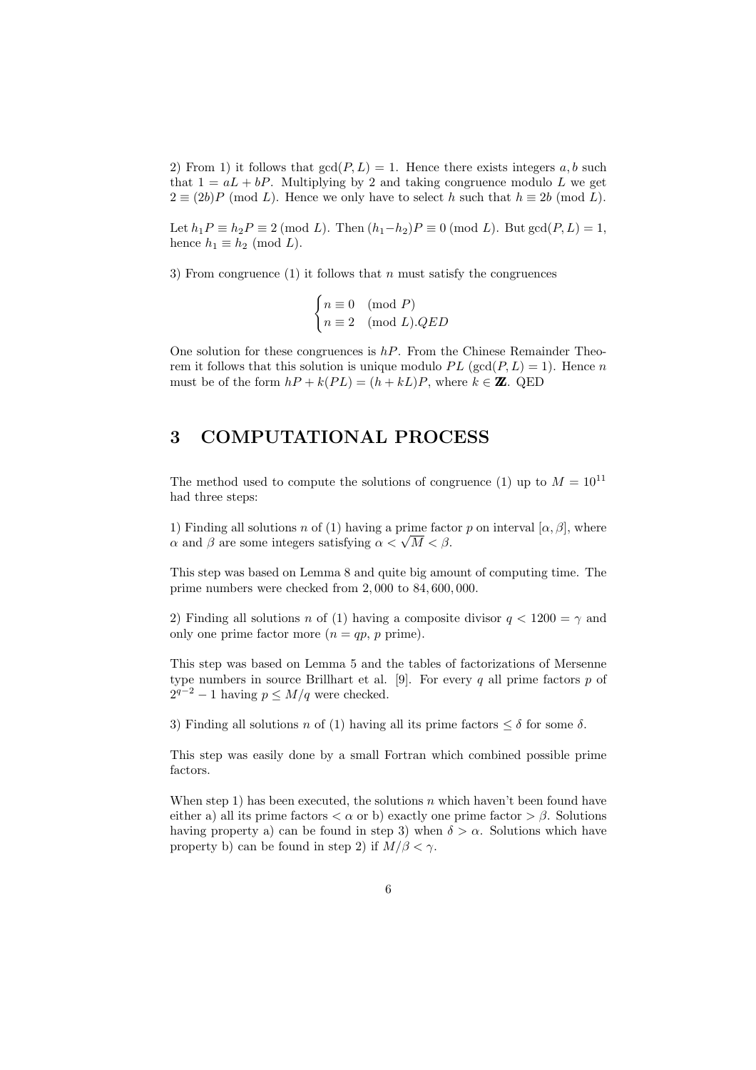2) From 1) it follows that $\gcd(P, L) = 1$. Hence there exists integers $a, b$ such that $1 = aL + bP$. Multiplying by 2 and taking congruence modulo $L$ we get $2 \equiv (2b)P \pmod{L}$. Hence we only have to select $h$ such that $h \equiv 2b \pmod{L}$.

Let $h_1 P \equiv h_2 P \equiv 2 \pmod{L}$. Then $(h_1 - h_2)P \equiv 0 \pmod{L}$. But $\gcd(P, L) = 1$, hence $h_1 \equiv h_2 \pmod{L}$.

3) From congruence (1) it follows that $n$ must satisfy the congruences

$$\begin{cases} n \equiv 0 \pmod{P} \\ n \equiv 2 \pmod{L}. QED \end{cases}$$

One solution for these congruences is $hP$. From the Chinese Remainder Theorem it follows that this solution is unique modulo $PL$ ($\gcd(P, L) = 1$). Hence $n$ must be of the form $hP + k(PL) = (h + kL)P$, where $k \in \mathbb{Z}$. QED

## 3 COMPUTATIONAL PROCESS

The method used to compute the solutions of congruence (1) up to $M = 10^{11}$ had three steps:

1) Finding all solutions $n$ of (1) having a prime factor $p$ on interval $[\alpha, \beta]$, where $\alpha$ and $\beta$ are some integers satisfying $\alpha < \sqrt{M} < \beta$.

This step was based on Lemma 8 and quite big amount of computing time. The prime numbers were checked from 2,000 to 84,600,000.

2) Finding all solutions $n$ of (1) having a composite divisor $q < 1200 = \gamma$ and only one prime factor more ($n = qp$, $p$ prime).

This step was based on Lemma 5 and the tables of factorizations of Mersenne type numbers in source Brillhart et al. [9]. For every $q$ all prime factors $p$ of $2^{q-2} - 1$ having $p \leq M/q$ were checked.

3) Finding all solutions $n$ of (1) having all its prime factors $\leq \delta$ for some $\delta$.

This step was easily done by a small Fortran which combined possible prime factors.

When step 1) has been executed, the solutions $n$ which haven't been found have either a) all its prime factors $< \alpha$ or b) exactly one prime factor $> \beta$. Solutions having property a) can be found in step 3) when $\delta > \alpha$. Solutions which have property b) can be found in step 2) if $M/\beta < \gamma$.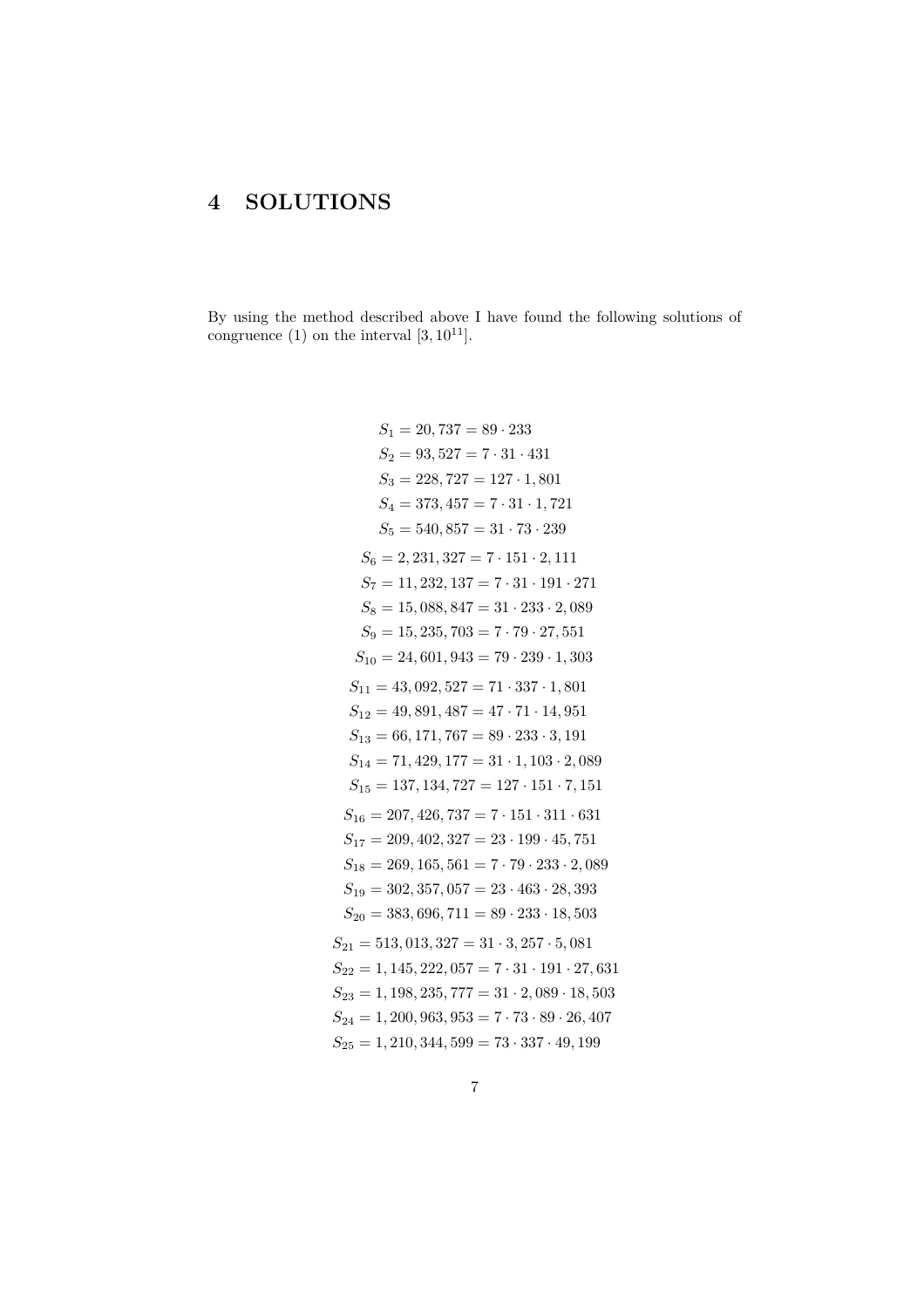# 4 SOLUTIONS

By using the method described above I have found the following solutions of congruence (1) on the interval $[3, 10^{11}]$.

$$S_1 = 20,737 = 89 \cdot 233$$
$$S_2 = 93,527 = 7 \cdot 31 \cdot 431$$
$$S_3 = 228,727 = 127 \cdot 1,801$$
$$S_4 = 373,457 = 7 \cdot 31 \cdot 1,721$$
$$S_5 = 540,857 = 31 \cdot 73 \cdot 239$$
$$S_6 = 2,231,327 = 7 \cdot 151 \cdot 2,111$$
$$S_7 = 11,232,137 = 7 \cdot 31 \cdot 191 \cdot 271$$
$$S_8 = 15,088,847 = 31 \cdot 233 \cdot 2,089$$
$$S_9 = 15,235,703 = 7 \cdot 79 \cdot 27,551$$
$$S_{10} = 24,601,943 = 79 \cdot 239 \cdot 1,303$$
$$S_{11} = 43,092,527 = 71 \cdot 337 \cdot 1,801$$
$$S_{12} = 49,891,487 = 47 \cdot 71 \cdot 14,951$$
$$S_{13} = 66,171,767 = 89 \cdot 233 \cdot 3,191$$
$$S_{14} = 71,429,177 = 31 \cdot 1,103 \cdot 2,089$$
$$S_{15} = 137,134,727 = 127 \cdot 151 \cdot 7,151$$
$$S_{16} = 207,426,737 = 7 \cdot 151 \cdot 311 \cdot 631$$
$$S_{17} = 209,402,327 = 23 \cdot 199 \cdot 45,751$$
$$S_{18} = 269,165,561 = 7 \cdot 79 \cdot 233 \cdot 2,089$$
$$S_{19} = 302,357,057 = 23 \cdot 463 \cdot 28,393$$
$$S_{20} = 383,696,711 = 89 \cdot 233 \cdot 18,503$$
$$S_{21} = 513,013,327 = 31 \cdot 3,257 \cdot 5,081$$
$$S_{22} = 1,145,222,057 = 7 \cdot 31 \cdot 191 \cdot 27,631$$
$$S_{23} = 1,198,235,777 = 31 \cdot 2,089 \cdot 18,503$$
$$S_{24} = 1,200,963,953 = 7 \cdot 73 \cdot 89 \cdot 26,407$$
$$S_{25} = 1,210,344,599 = 73 \cdot 337 \cdot 49,199$$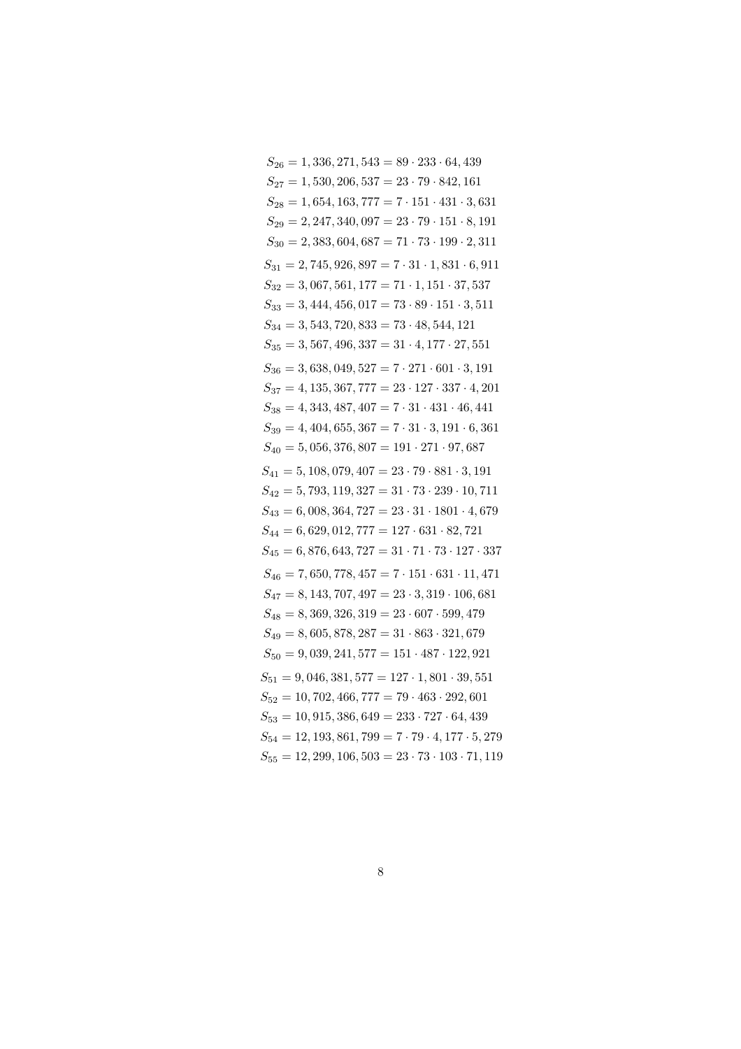$$S_{26} = 1,336,271,543 = 89 \cdot 233 \cdot 64,439$$
$$S_{27} = 1,530,206,537 = 23 \cdot 79 \cdot 842,161$$
$$S_{28} = 1,654,163,777 = 7 \cdot 151 \cdot 431 \cdot 3,631$$
$$S_{29} = 2,247,340,097 = 23 \cdot 79 \cdot 151 \cdot 8,191$$
$$S_{30} = 2,383,604,687 = 71 \cdot 73 \cdot 199 \cdot 2,311$$
$$S_{31} = 2,745,926,897 = 7 \cdot 31 \cdot 1,831 \cdot 6,911$$
$$S_{32} = 3,067,561,177 = 71 \cdot 1,151 \cdot 37,537$$
$$S_{33} = 3,444,456,017 = 73 \cdot 89 \cdot 151 \cdot 3,511$$
$$S_{34} = 3,543,720,833 = 73 \cdot 48,544,121$$
$$S_{35} = 3,567,496,337 = 31 \cdot 4,177 \cdot 27,551$$
$$S_{36} = 3,638,049,527 = 7 \cdot 271 \cdot 601 \cdot 3,191$$
$$S_{37} = 4,135,367,777 = 23 \cdot 127 \cdot 337 \cdot 4,201$$
$$S_{38} = 4,343,487,407 = 7 \cdot 31 \cdot 431 \cdot 46,441$$
$$S_{39} = 4,404,655,367 = 7 \cdot 31 \cdot 3,191 \cdot 6,361$$
$$S_{40} = 5,056,376,807 = 191 \cdot 271 \cdot 97,687$$
$$S_{41} = 5,108,079,407 = 23 \cdot 79 \cdot 881 \cdot 3,191$$
$$S_{42} = 5,793,119,327 = 31 \cdot 73 \cdot 239 \cdot 10,711$$
$$S_{43} = 6,008,364,727 = 23 \cdot 31 \cdot 1801 \cdot 4,679$$
$$S_{44} = 6,629,012,777 = 127 \cdot 631 \cdot 82,721$$
$$S_{45} = 6,876,643,727 = 31 \cdot 71 \cdot 73 \cdot 127 \cdot 337$$
$$S_{46} = 7,650,778,457 = 7 \cdot 151 \cdot 631 \cdot 11,471$$
$$S_{47} = 8,143,707,497 = 23 \cdot 3,319 \cdot 106,681$$
$$S_{48} = 8,369,326,319 = 23 \cdot 607 \cdot 599,479$$
$$S_{49} = 8,605,878,287 = 31 \cdot 863 \cdot 321,679$$
$$S_{50} = 9,039,241,577 = 151 \cdot 487 \cdot 122,921$$
$$S_{51} = 9,046,381,577 = 127 \cdot 1,801 \cdot 39,551$$
$$S_{52} = 10,702,466,777 = 79 \cdot 463 \cdot 292,601$$
$$S_{53} = 10,915,386,649 = 233 \cdot 727 \cdot 64,439$$
$$S_{54} = 12,193,861,799 = 7 \cdot 79 \cdot 4,177 \cdot 5,279$$
$$S_{55} = 12,299,106,503 = 23 \cdot 73 \cdot 103 \cdot 71,119$$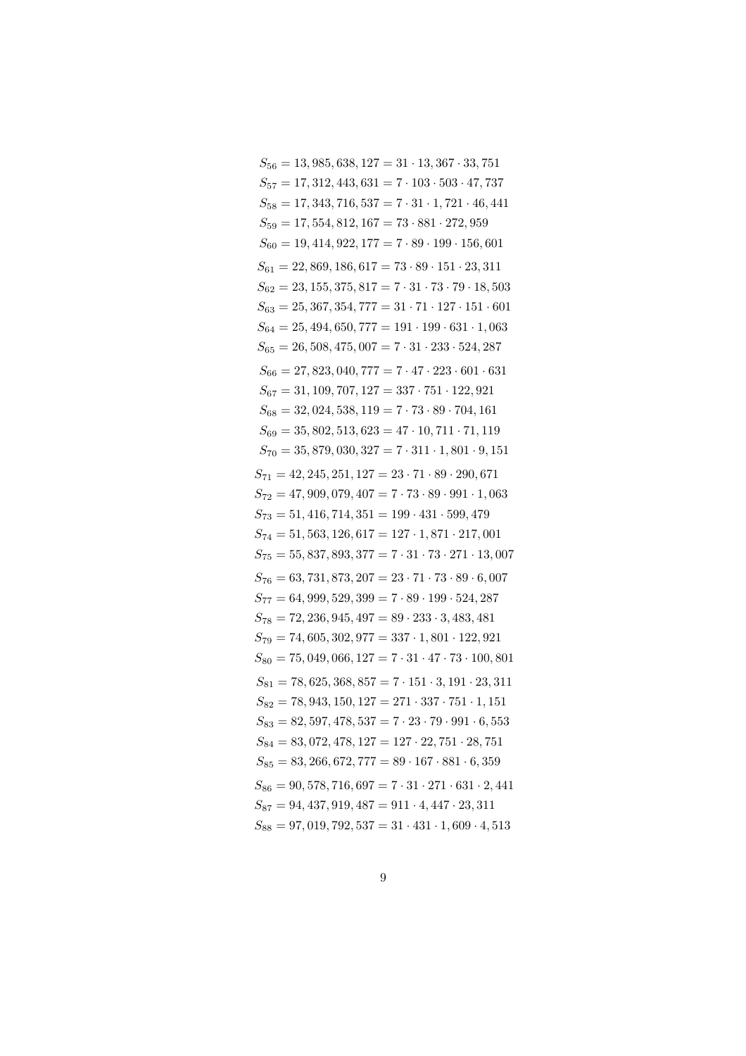$$S_{56} = 13,985,638,127 = 31 \cdot 13,367 \cdot 33,751$$
$$S_{57} = 17,312,443,631 = 7 \cdot 103 \cdot 503 \cdot 47,737$$
$$S_{58} = 17,343,716,537 = 7 \cdot 31 \cdot 1,721 \cdot 46,441$$
$$S_{59} = 17,554,812,167 = 73 \cdot 881 \cdot 272,959$$
$$S_{60} = 19,414,922,177 = 7 \cdot 89 \cdot 199 \cdot 156,601$$
$$S_{61} = 22,869,186,617 = 73 \cdot 89 \cdot 151 \cdot 23,311$$
$$S_{62} = 23,155,375,817 = 7 \cdot 31 \cdot 73 \cdot 79 \cdot 18,503$$
$$S_{63} = 25,367,354,777 = 31 \cdot 71 \cdot 127 \cdot 151 \cdot 601$$
$$S_{64} = 25,494,650,777 = 191 \cdot 199 \cdot 631 \cdot 1,063$$
$$S_{65} = 26,508,475,007 = 7 \cdot 31 \cdot 233 \cdot 524,287$$
$$S_{66} = 27,823,040,777 = 7 \cdot 47 \cdot 223 \cdot 601 \cdot 631$$
$$S_{67} = 31,109,707,127 = 337 \cdot 751 \cdot 122,921$$
$$S_{68} = 32,024,538,119 = 7 \cdot 73 \cdot 89 \cdot 704,161$$
$$S_{69} = 35,802,513,623 = 47 \cdot 10,711 \cdot 71,119$$
$$S_{70} = 35,879,030,327 = 7 \cdot 311 \cdot 1,801 \cdot 9,151$$
$$S_{71} = 42,245,251,127 = 23 \cdot 71 \cdot 89 \cdot 290,671$$
$$S_{72} = 47,909,079,407 = 7 \cdot 73 \cdot 89 \cdot 991 \cdot 1,063$$
$$S_{73} = 51,416,714,351 = 199 \cdot 431 \cdot 599,479$$
$$S_{74} = 51,563,126,617 = 127 \cdot 1,871 \cdot 217,001$$
$$S_{75} = 55,837,893,377 = 7 \cdot 31 \cdot 73 \cdot 271 \cdot 13,007$$
$$S_{76} = 63,731,873,207 = 23 \cdot 71 \cdot 73 \cdot 89 \cdot 6,007$$
$$S_{77} = 64,999,529,399 = 7 \cdot 89 \cdot 199 \cdot 524,287$$
$$S_{78} = 72,236,945,497 = 89 \cdot 233 \cdot 3,483,481$$
$$S_{79} = 74,605,302,977 = 337 \cdot 1,801 \cdot 122,921$$
$$S_{80} = 75,049,066,127 = 7 \cdot 31 \cdot 47 \cdot 73 \cdot 100,801$$
$$S_{81} = 78,625,368,857 = 7 \cdot 151 \cdot 3,191 \cdot 23,311$$
$$S_{82} = 78,943,150,127 = 271 \cdot 337 \cdot 751 \cdot 1,151$$
$$S_{83} = 82,597,478,537 = 7 \cdot 23 \cdot 79 \cdot 991 \cdot 6,553$$
$$S_{84} = 83,072,478,127 = 127 \cdot 22,751 \cdot 28,751$$
$$S_{85} = 83,266,672,777 = 89 \cdot 167 \cdot 881 \cdot 6,359$$
$$S_{86} = 90,578,716,697 = 7 \cdot 31 \cdot 271 \cdot 631 \cdot 2,441$$
$$S_{87} = 94,437,919,487 = 911 \cdot 4,447 \cdot 23,311$$
$$S_{88} = 97,019,792,537 = 31 \cdot 431 \cdot 1,609 \cdot 4,513$$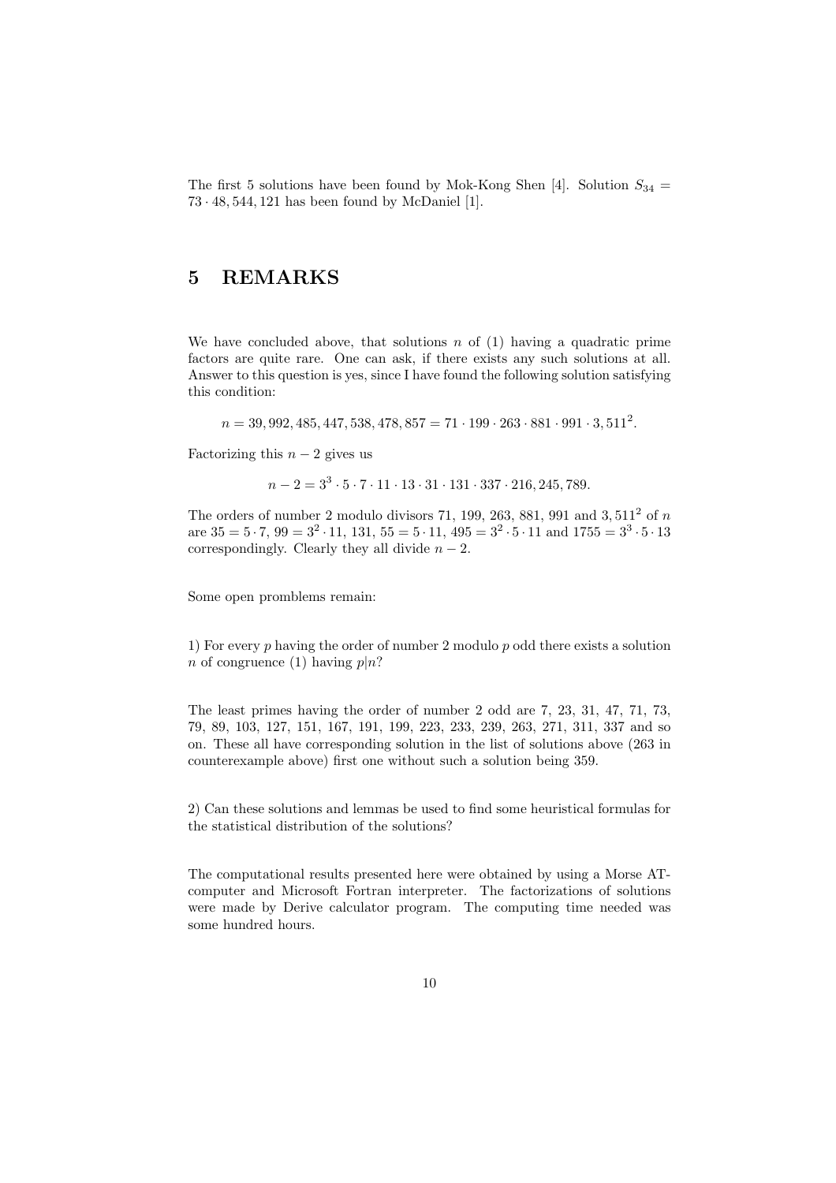The first 5 solutions have been found by Mok-Kong Shen [4]. Solution $S_{34} = 73 \cdot 48,544,121$ has been found by McDaniel [1].

## 5 REMARKS

We have concluded above, that solutions $n$ of (1) having a quadratic prime factors are quite rare. One can ask, if there exists any such solutions at all. Answer to this question is yes, since I have found the following solution satisfying this condition:

$$n = 39,992,485,447,538,478,857 = 71 \cdot 199 \cdot 263 \cdot 881 \cdot 991 \cdot 3,511^2.$$

Factorizing this $n-2$ gives us

$$n - 2 = 3^3 \cdot 5 \cdot 7 \cdot 11 \cdot 13 \cdot 31 \cdot 131 \cdot 337 \cdot 216,245,789.$$

The orders of number 2 modulo divisors 71, 199, 263, 881, 991 and $3,511^2$ of $n$ are $35 = 5 \cdot 7$, $99 = 3^2 \cdot 11$, $131$, $55 = 5 \cdot 11$, $495 = 3^2 \cdot 5 \cdot 11$ and $1755 = 3^3 \cdot 5 \cdot 13$ correspondingly. Clearly they all divide $n - 2$.

Some open promblems remain:

1) For every $p$ having the order of number 2 modulo $p$ odd there exists a solution $n$ of congruence (1) having $p|n$?

The least primes having the order of number 2 odd are 7, 23, 31, 47, 71, 73, 79, 89, 103, 127, 151, 167, 191, 199, 223, 233, 239, 263, 271, 311, 337 and so on. These all have corresponding solution in the list of solutions above (263 in counterexample above) first one without such a solution being 359.

2) Can these solutions and lemmas be used to find some heuristical formulas for the statistical distribution of the solutions?

The computational results presented here were obtained by using a Morse AT-computer and Microsoft Fortran interpreter. The factorizations of solutions were made by Derive calculator program. The computing time needed was some hundred hours.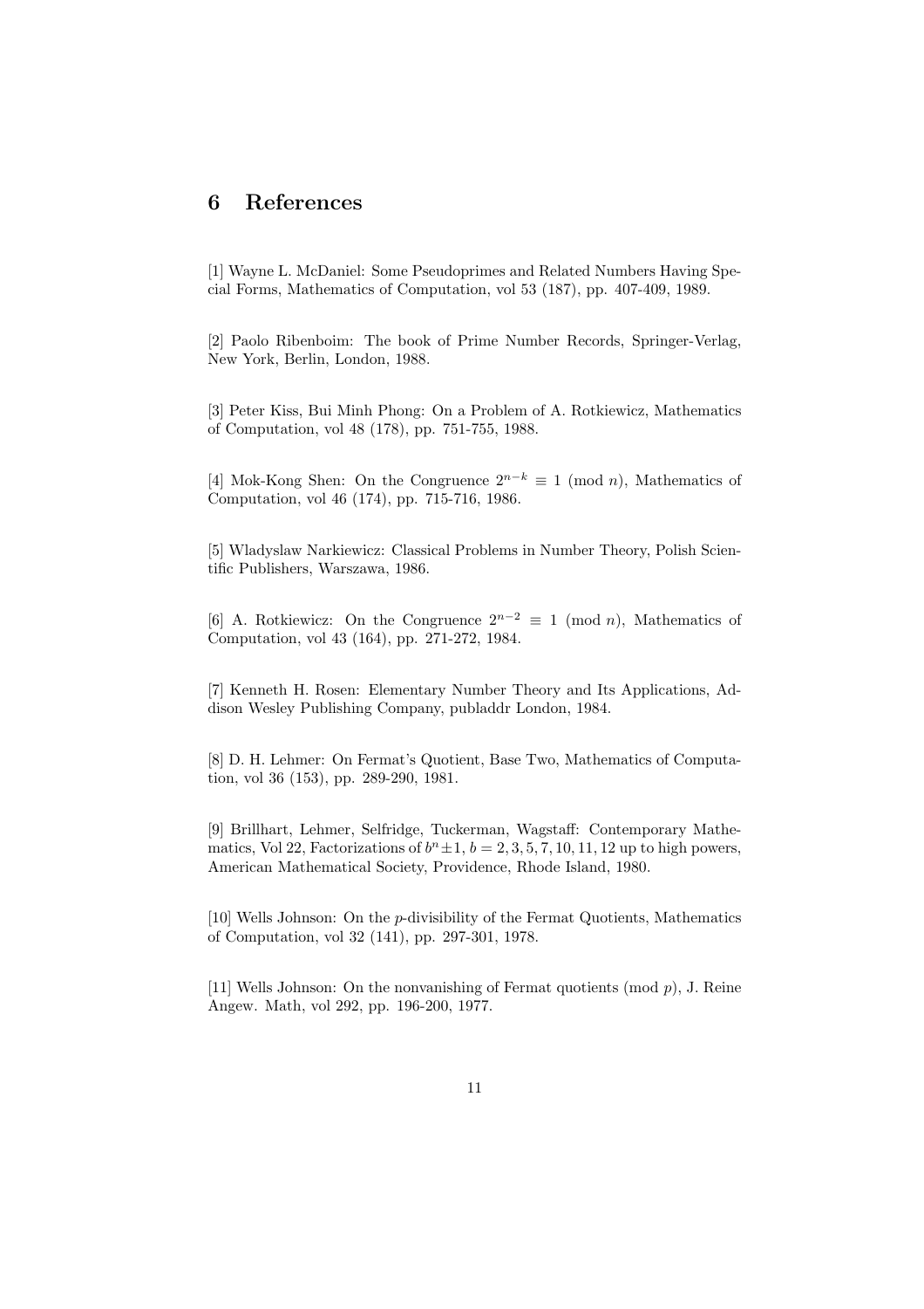## 6 References

[1] Wayne L. McDaniel: Some Pseudoprimes and Related Numbers Having Special Forms, Mathematics of Computation, vol 53 (187), pp. 407-409, 1989.

[2] Paolo Ribenboim: The book of Prime Number Records, Springer-Verlag, New York, Berlin, London, 1988.

[3] Peter Kiss, Bui Minh Phong: On a Problem of A. Rotkiewicz, Mathematics of Computation, vol 48 (178), pp. 751-755, 1988.

[4] Mok-Kong Shen: On the Congruence $2^{n-k} \equiv 1 \pmod{n}$, Mathematics of Computation, vol 46 (174), pp. 715-716, 1986.

[5] Wladyslaw Narkiewicz: Classical Problems in Number Theory, Polish Scientific Publishers, Warszawa, 1986.

[6] A. Rotkiewicz: On the Congruence $2^{n-2} \equiv 1 \pmod{n}$, Mathematics of Computation, vol 43 (164), pp. 271-272, 1984.

[7] Kenneth H. Rosen: Elementary Number Theory and Its Applications, Addison Wesley Publishing Company, publaddr London, 1984.

[8] D. H. Lehmer: On Fermat's Quotient, Base Two, Mathematics of Computation, vol 36 (153), pp. 289-290, 1981.

[9] Brillhart, Lehmer, Selfridge, Tuckerman, Wagstaff: Contemporary Mathematics, Vol 22, Factorizations of $b^n \pm 1$, $b = 2, 3, 5, 7, 10, 11, 12$ up to high powers, American Mathematical Society, Providence, Rhode Island, 1980.

[10] Wells Johnson: On the $p$-divisibility of the Fermat Quotients, Mathematics of Computation, vol 32 (141), pp. 297-301, 1978.

[11] Wells Johnson: On the nonvanishing of Fermat quotients (mod $p$), J. Reine Angew. Math, vol 292, pp. 196-200, 1977.